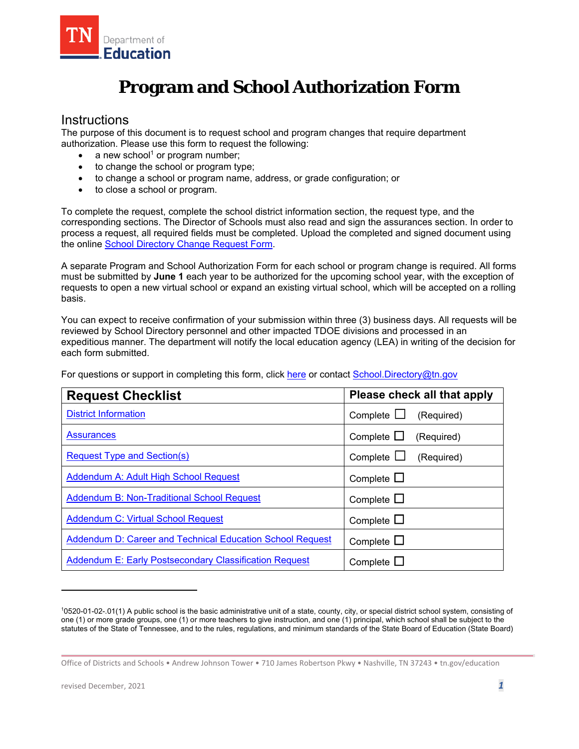TN Department of Education

# Program and School Authorization Form

## Instructions

The purpose of this document is to request school and program changes that require department authorization. Please use this form to request the following:

- a new school[1] or program number;
- to change the school or program type;
- to change a school or program name, address, or grade configuration; or
- to close a school or program.

To complete the request, complete the school district information section, the request type, and the corresponding sections. The Director of Schools must also read and sign the assurances section. In order to process a request, all required fields must be completed. Upload the completed and signed document using the online School Directory Change Request Form.

A separate Program and School Authorization Form for each school or program change is required. All forms must be submitted by **June 1** each year to be authorized for the upcoming school year, with the exception of requests to open a new virtual school or expand an existing virtual school, which will be accepted on a rolling basis.

You can expect to receive confirmation of your submission within three (3) business days. All requests will be reviewed by School Directory personnel and other impacted TDOE divisions and processed in an expeditious manner. The department will notify the local education agency (LEA) in writing of the decision for each form submitted.

For questions or support in completing this form, click here or contact School.Directory@tn.gov

| Request Checklist | Please check all that apply |
|---|---|
| District Information | Complete ☐ (Required) |
| Assurances | Complete ☐ (Required) |
| Request Type and Section(s) | Complete ☐ (Required) |
| Addendum A: Adult High School Request | Complete ☐ |
| Addendum B: Non-Traditional School Request | Complete ☐ |
| Addendum C: Virtual School Request | Complete ☐ |
| Addendum D: Career and Technical Education School Request | Complete ☐ |
| Addendum E: Early Postsecondary Classification Request | Complete ☐ |

[1] 0520-01-02-.01(1) A public school is the basic administrative unit of a state, county, city, or special district school system, consisting of one (1) or more grade groups, one (1) or more teachers to give instruction, and one (1) principal, which school shall be subject to the statutes of the State of Tennessee, and to the rules, regulations, and minimum standards of the State Board of Education (State Board)

Office of Districts and Schools • Andrew Johnson Tower • 710 James Robertson Pkwy • Nashville, TN 37243 • tn.gov/education

revised December, 2021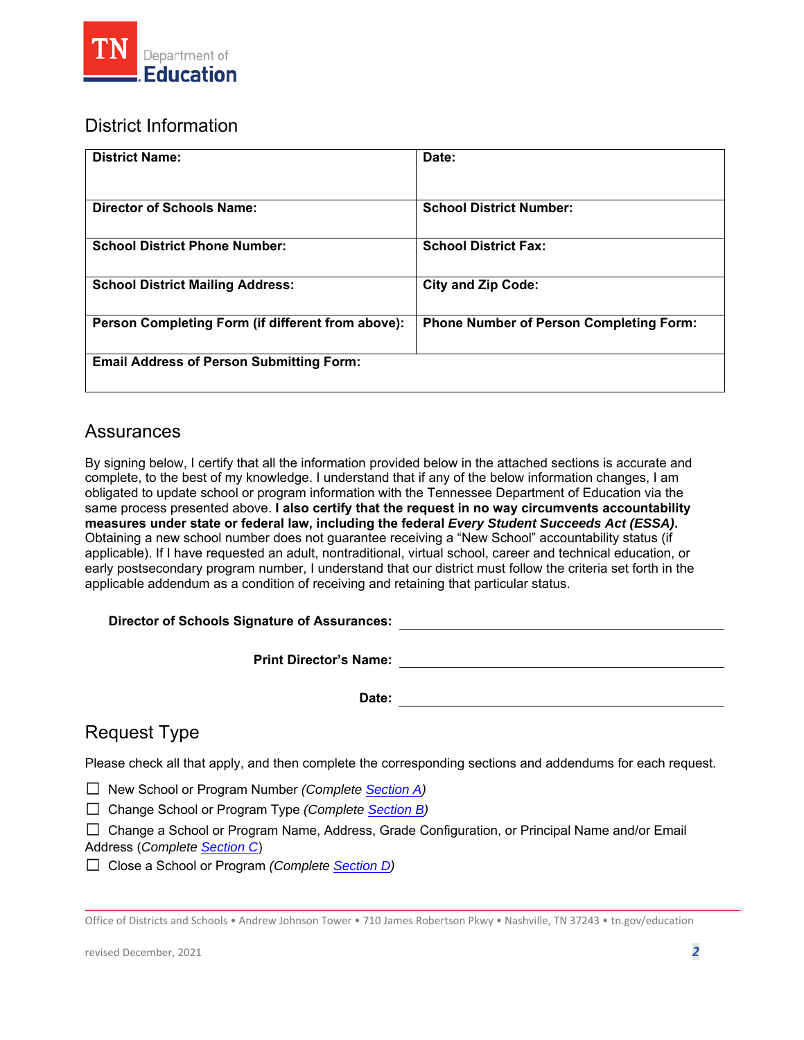## District Information

| District Name: | Date: |
|---|---|
| **Director of Schools Name:** | **School District Number:** |
| **School District Phone Number:** | **School District Fax:** |
| **School District Mailing Address:** | **City and Zip Code:** |
| **Person Completing Form (if different from above):** | **Phone Number of Person Completing Form:** |
| **Email Address of Person Submitting Form:** | |

## Assurances

By signing below, I certify that all the information provided below in the attached sections is accurate and complete, to the best of my knowledge. I understand that if any of the below information changes, I am obligated to update school or program information with the Tennessee Department of Education via the same process presented above. **I also certify that the request in no way circumvents accountability measures under state or federal law, including the federal *Every Student Succeeds Act (ESSA)*.** Obtaining a new school number does not guarantee receiving a "New School" accountability status (if applicable). If I have requested an adult, nontraditional, virtual school, career and technical education, or early postsecondary program number, I understand that our district must follow the criteria set forth in the applicable addendum as a condition of receiving and retaining that particular status.

**Director of Schools Signature of Assurances:** ______________________________

**Print Director's Name:** ______________________________

**Date:** ______________________________

## Request Type

Please check all that apply, and then complete the corresponding sections and addendums for each request.

☐ New School or Program Number *(Complete Section A)*

☐ Change School or Program Type *(Complete Section B)*

☐ Change a School or Program Name, Address, Grade Configuration, or Principal Name and/or Email Address (*Complete Section C*)

☐ Close a School or Program *(Complete Section D)*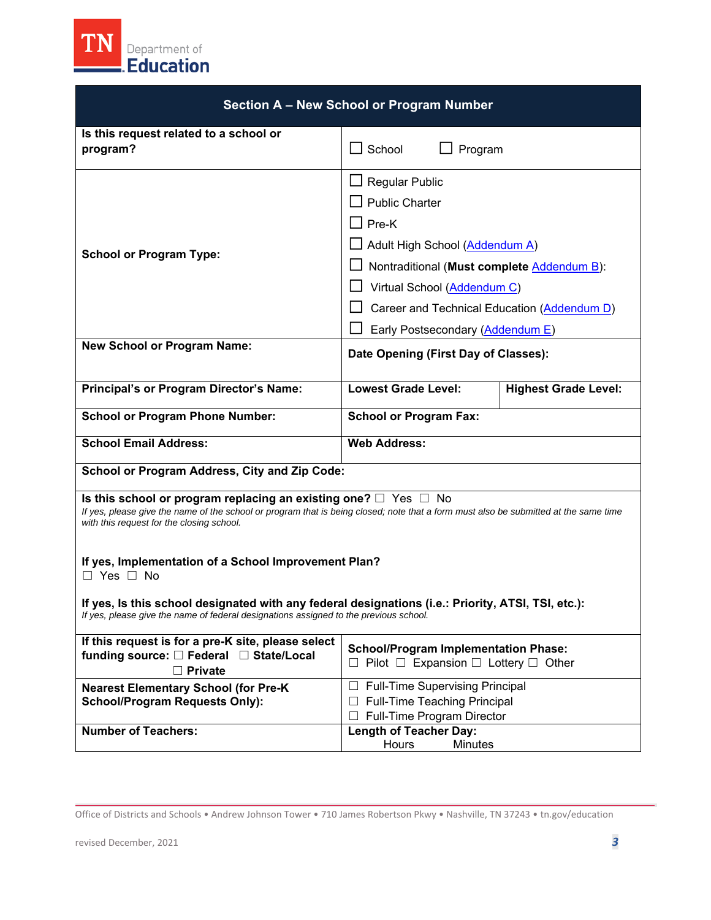| Section A – New School or Program Number | |
|---|---|
| **Is this request related to a school or program?** | ☐ School ☐ Program |
| **School or Program Type:** | ☐ Regular Public<br>☐ Public Charter<br>☐ Pre-K<br>☐ Adult High School (Addendum A)<br>☐ Nontraditional (**Must complete** Addendum B):<br>☐ Virtual School (Addendum C)<br>☐ Career and Technical Education (Addendum D)<br>☐ Early Postsecondary (Addendum E) |
| **New School or Program Name:** | **Date Opening (First Day of Classes):** |
| **Principal's or Program Director's Name:** | **Lowest Grade Level:** / **Highest Grade Level:** |
| **School or Program Phone Number:** | **School or Program Fax:** |
| **School Email Address:** | **Web Address:** |
| **School or Program Address, City and Zip Code:** | |
| **Is this school or program replacing an existing one?** ☐ Yes ☐ No<br>*If yes, please give the name of the school or program that is being closed; note that a form must also be submitted at the same time with this request for the closing school.*<br><br>**If yes, Implementation of a School Improvement Plan?**<br>☐ Yes ☐ No<br><br>**If yes, Is this school designated with any federal designations (i.e.: Priority, ATSI, TSI, etc.):**<br>*If yes, please give the name of federal designations assigned to the previous school.* | |
| **If this request is for a pre-K site, please select funding source:** ☐ **Federal** ☐ **State/Local** ☐ **Private** | **School/Program Implementation Phase:**<br>☐ Pilot ☐ Expansion ☐ Lottery ☐ Other |
| **Nearest Elementary School (for Pre-K School/Program Requests Only):** | ☐ Full-Time Supervising Principal<br>☐ Full-Time Teaching Principal<br>☐ Full-Time Program Director |
| **Number of Teachers:** | **Length of Teacher Day:**<br>Hours Minutes |

Office of Districts and Schools • Andrew Johnson Tower • 710 James Robertson Pkwy • Nashville, TN 37243 • tn.gov/education

revised December, 2021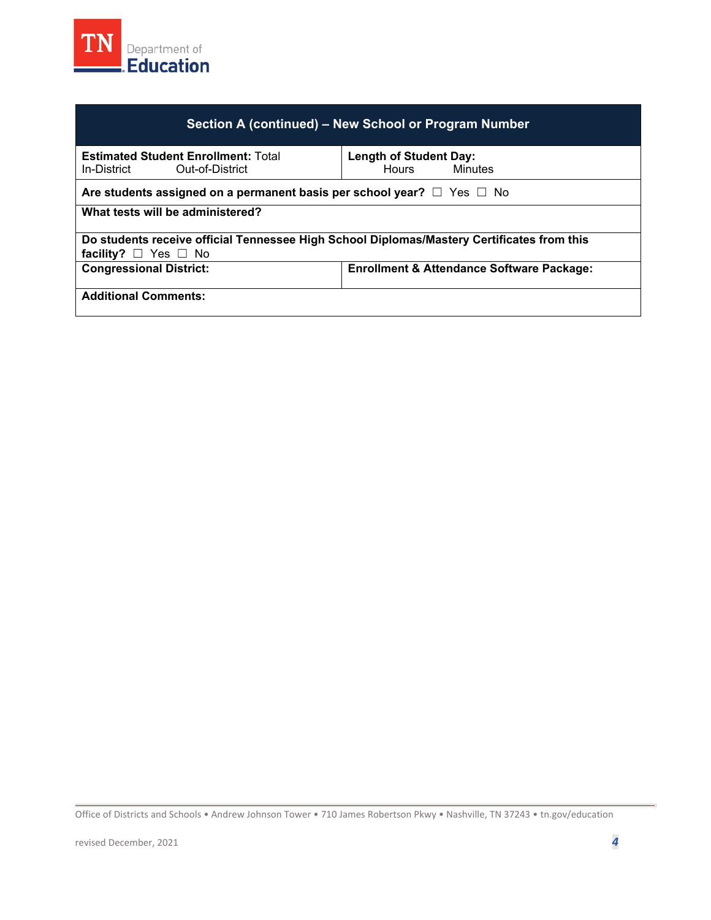| Section A (continued) – New School or Program Number | |
|---|---|
| **Estimated Student Enrollment:** Total<br>In-District Out-of-District | **Length of Student Day:**<br>Hours Minutes |
| **Are students assigned on a permanent basis per school year?** ☐ Yes ☐ No | |
| **What tests will be administered?** | |
| **Do students receive official Tennessee High School Diplomas/Mastery Certificates from this facility?** ☐ Yes ☐ No | |
| **Congressional District:** | **Enrollment & Attendance Software Package:** |
| **Additional Comments:** | |

Office of Districts and Schools • Andrew Johnson Tower • 710 James Robertson Pkwy • Nashville, TN 37243 • tn.gov/education

revised December, 2021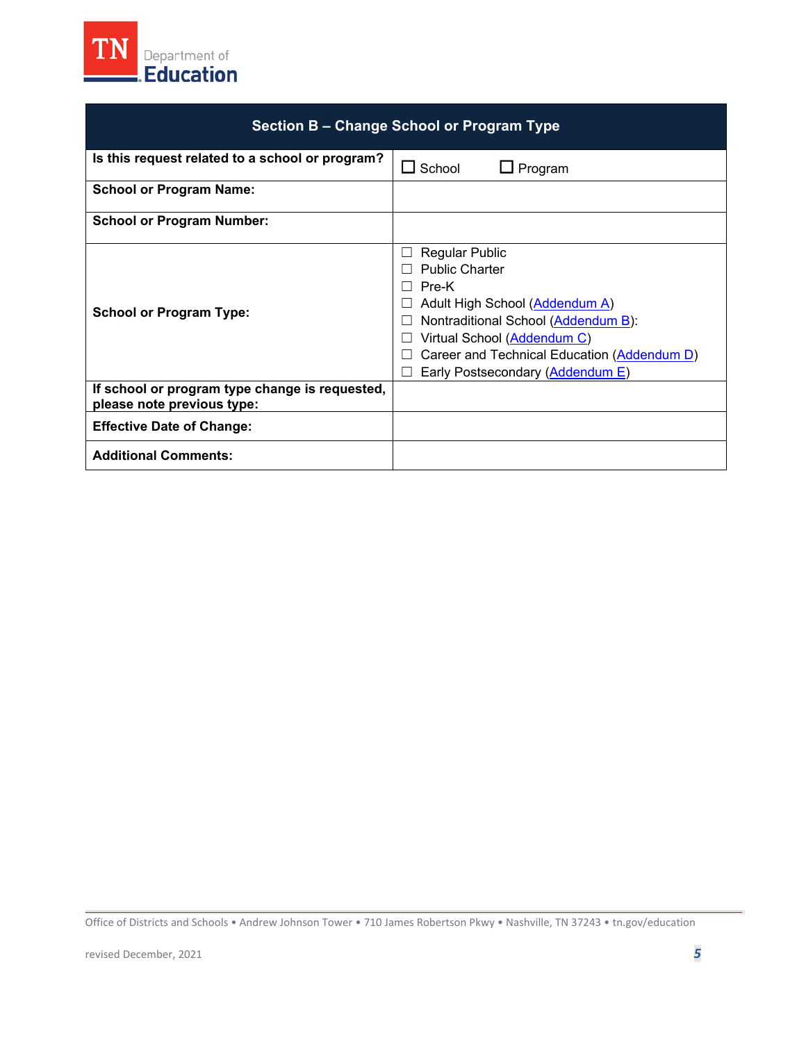| Section B – Change School or Program Type | |
|---|---|
| **Is this request related to a school or program?** | ☐ School ☐ Program |
| **School or Program Name:** | |
| **School or Program Number:** | |
| **School or Program Type:** | ☐ Regular Public<br>☐ Public Charter<br>☐ Pre-K<br>☐ Adult High School (Addendum A)<br>☐ Nontraditional School (Addendum B):<br>☐ Virtual School (Addendum C)<br>☐ Career and Technical Education (Addendum D)<br>☐ Early Postsecondary (Addendum E) |
| **If school or program type change is requested, please note previous type:** | |
| **Effective Date of Change:** | |
| **Additional Comments:** | |

Office of Districts and Schools • Andrew Johnson Tower • 710 James Robertson Pkwy • Nashville, TN 37243 • tn.gov/education

revised December, 2021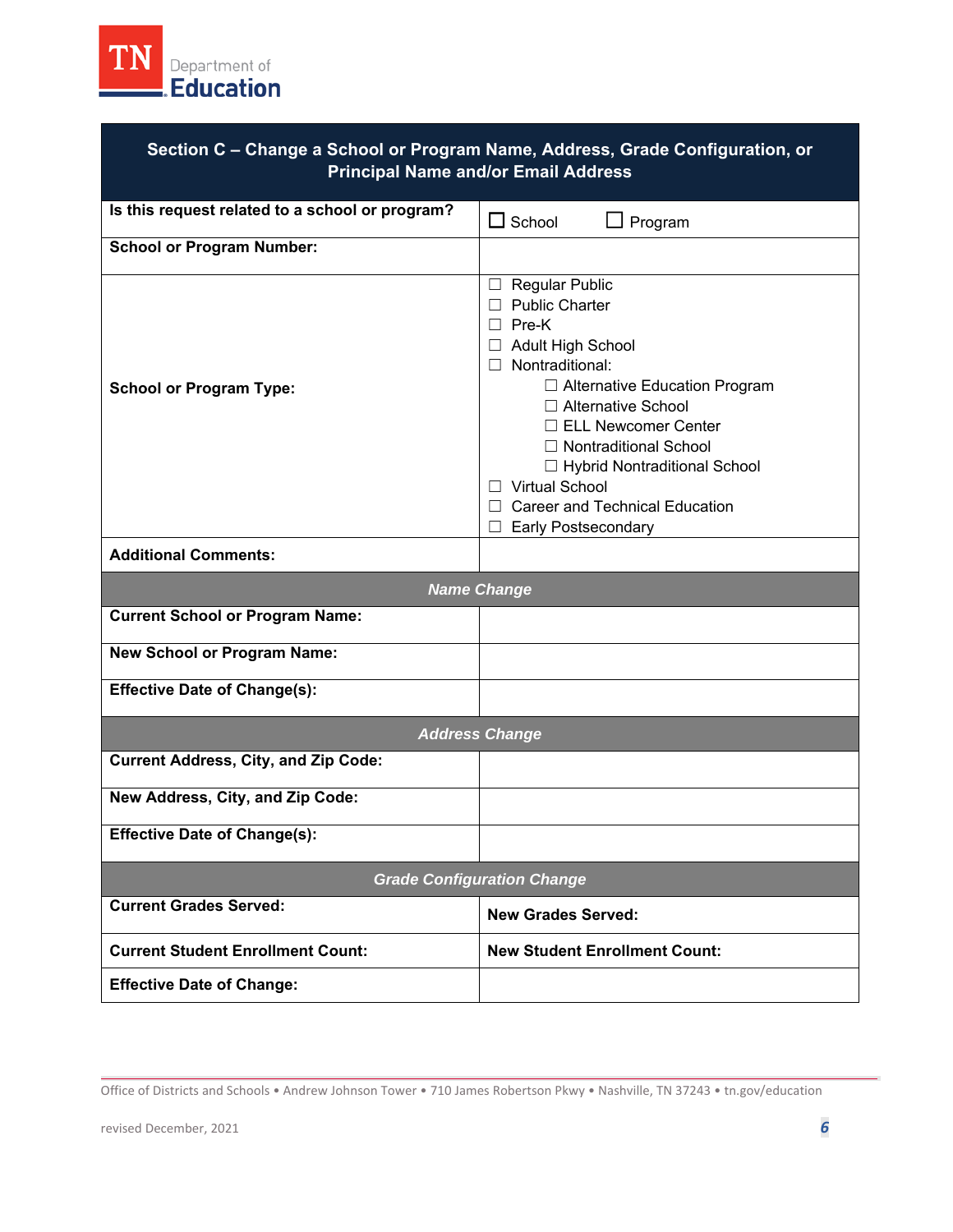| Section C – Change a School or Program Name, Address, Grade Configuration, or Principal Name and/or Email Address | |
|---|---|
| **Is this request related to a school or program?** | ☐ School ☐ Program |
| **School or Program Number:** | |
| **School or Program Type:** | ☐ Regular Public<br>☐ Public Charter<br>☐ Pre-K<br>☐ Adult High School<br>☐ Nontraditional:<br>  ☐ Alternative Education Program<br>  ☐ Alternative School<br>  ☐ ELL Newcomer Center<br>  ☐ Nontraditional School<br>  ☐ Hybrid Nontraditional School<br>☐ Virtual School<br>☐ Career and Technical Education<br>☐ Early Postsecondary |
| **Additional Comments:** | |
| ***Name Change*** | |
| **Current School or Program Name:** | |
| **New School or Program Name:** | |
| **Effective Date of Change(s):** | |
| ***Address Change*** | |
| **Current Address, City, and Zip Code:** | |
| **New Address, City, and Zip Code:** | |
| **Effective Date of Change(s):** | |
| ***Grade Configuration Change*** | |
| **Current Grades Served:** | **New Grades Served:** |
| **Current Student Enrollment Count:** | **New Student Enrollment Count:** |
| **Effective Date of Change:** | |

Office of Districts and Schools • Andrew Johnson Tower • 710 James Robertson Pkwy • Nashville, TN 37243 • tn.gov/education

revised December, 2021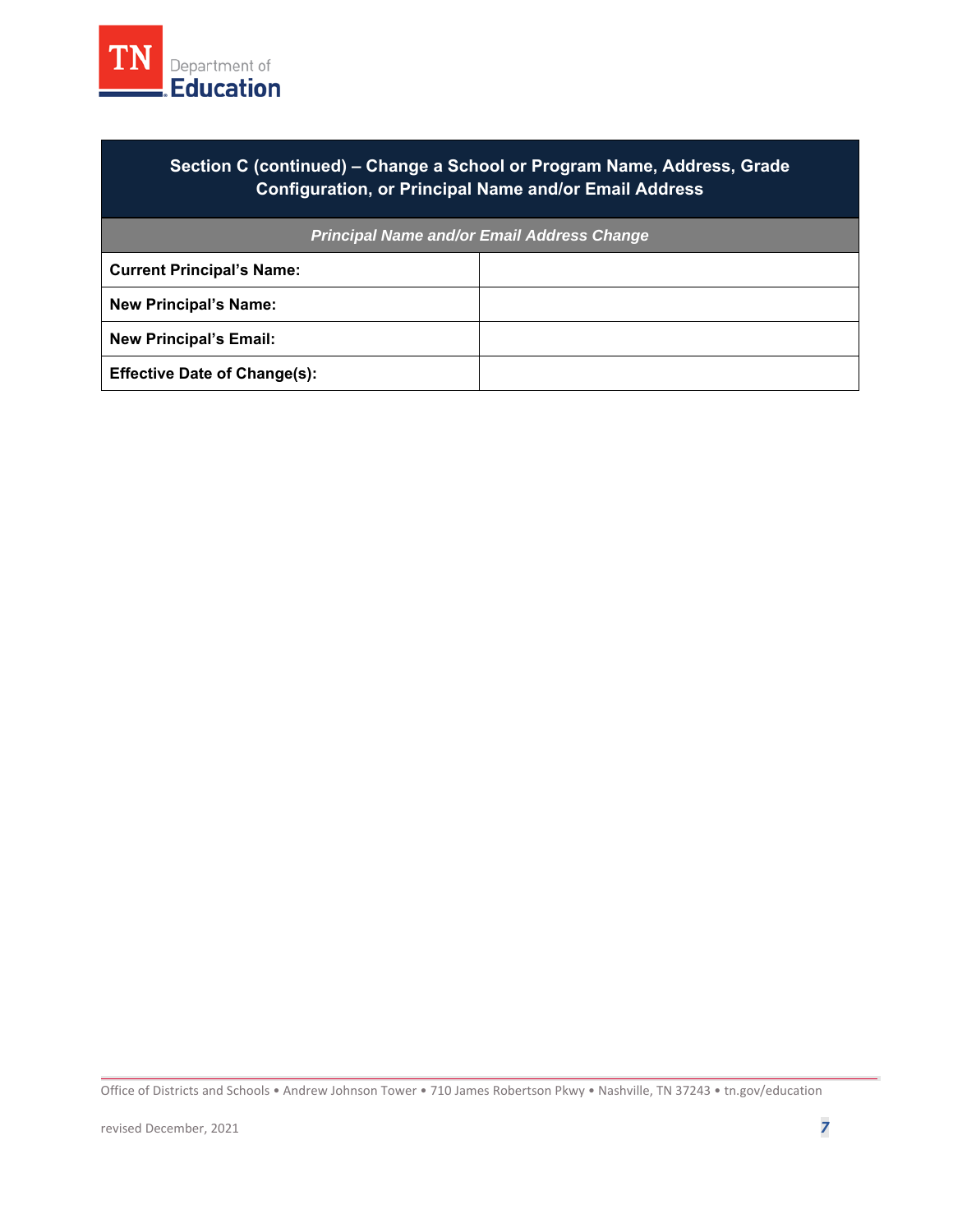## Section C (continued) – Change a School or Program Name, Address, Grade Configuration, or Principal Name and/or Email Address

| *Principal Name and/or Email Address Change* | |
|---|---|
| **Current Principal's Name:** | |
| **New Principal's Name:** | |
| **New Principal's Email:** | |
| **Effective Date of Change(s):** | |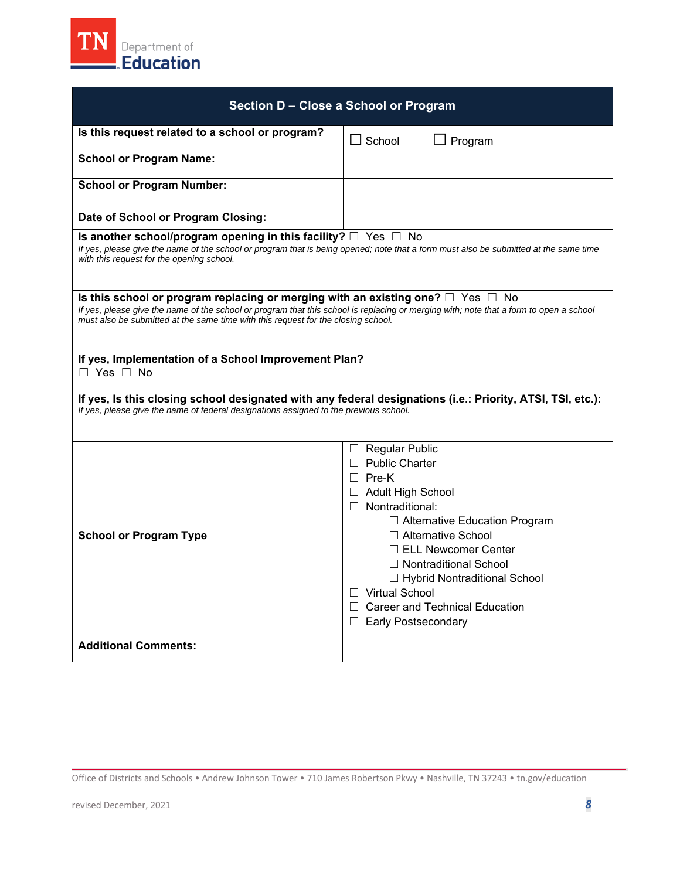| Section D – Close a School or Program | |
|---|---|
| **Is this request related to a school or program?** | ☐ School ☐ Program |
| **School or Program Name:** | |
| **School or Program Number:** | |
| **Date of School or Program Closing:** | |
| **Is another school/program opening in this facility?** ☐ Yes ☐ No<br>*If yes, please give the name of the school or program that is being opened; note that a form must also be submitted at the same time with this request for the opening school.* | |
| **Is this school or program replacing or merging with an existing one?** ☐ Yes ☐ No<br>*If yes, please give the name of the school or program that this school is replacing or merging with; note that a form to open a school must also be submitted at the same time with this request for the closing school.*<br><br>**If yes, Implementation of a School Improvement Plan?**<br>☐ Yes ☐ No<br><br>**If yes, Is this closing school designated with any federal designations (i.e.: Priority, ATSI, TSI, etc.):**<br>*If yes, please give the name of federal designations assigned to the previous school.* | |
| **School or Program Type** | ☐ Regular Public<br>☐ Public Charter<br>☐ Pre-K<br>☐ Adult High School<br>☐ Nontraditional:<br>&nbsp;&nbsp;&nbsp;&nbsp;☐ Alternative Education Program<br>&nbsp;&nbsp;&nbsp;&nbsp;☐ Alternative School<br>&nbsp;&nbsp;&nbsp;&nbsp;☐ ELL Newcomer Center<br>&nbsp;&nbsp;&nbsp;&nbsp;☐ Nontraditional School<br>&nbsp;&nbsp;&nbsp;&nbsp;☐ Hybrid Nontraditional School<br>☐ Virtual School<br>☐ Career and Technical Education<br>☐ Early Postsecondary |
| **Additional Comments:** | |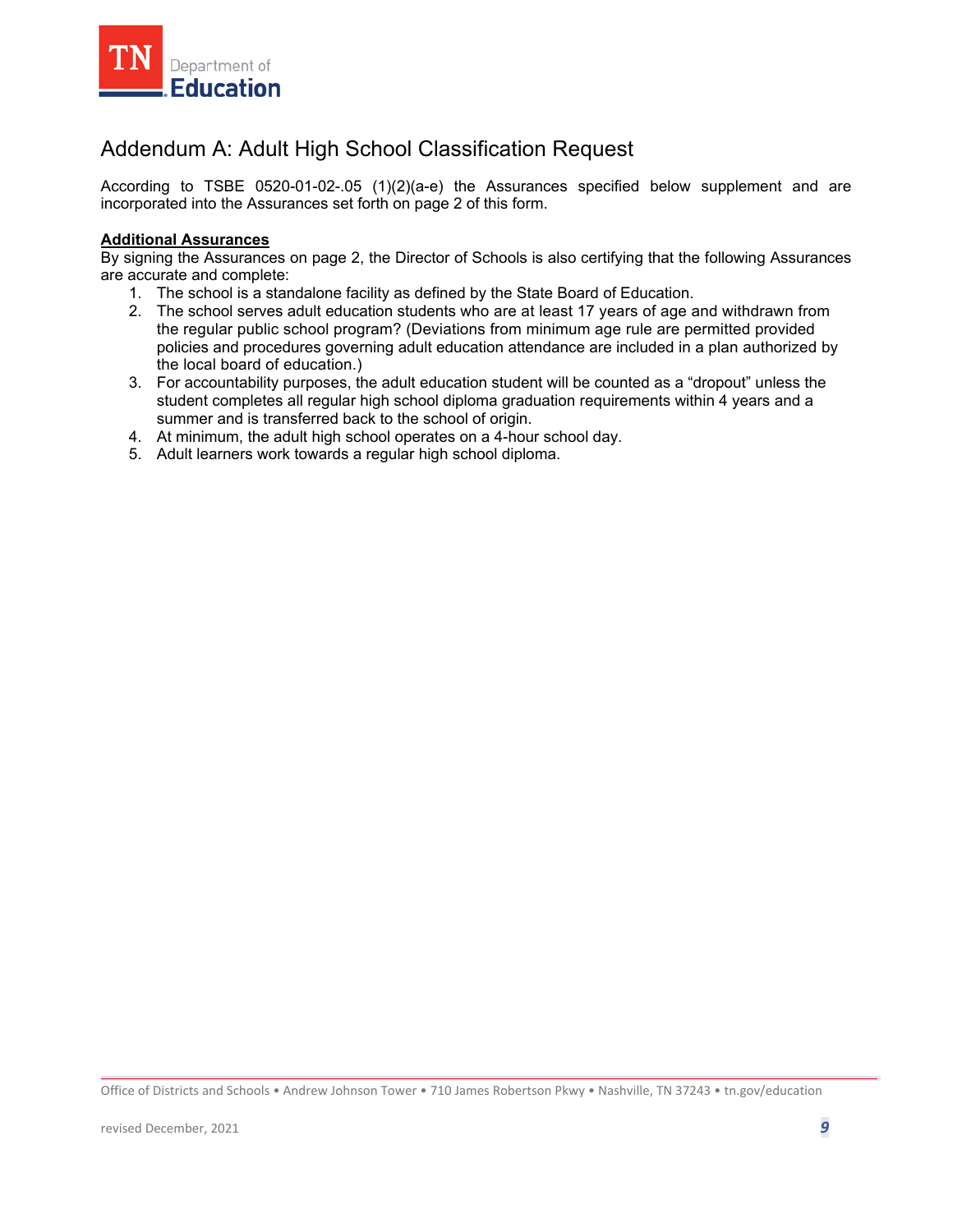# Addendum A: Adult High School Classification Request

According to TSBE 0520-01-02-.05 (1)(2)(a-e) the Assurances specified below supplement and are incorporated into the Assurances set forth on page 2 of this form.

**Additional Assurances**

By signing the Assurances on page 2, the Director of Schools is also certifying that the following Assurances are accurate and complete:

1. The school is a standalone facility as defined by the State Board of Education.
2. The school serves adult education students who are at least 17 years of age and withdrawn from the regular public school program? (Deviations from minimum age rule are permitted provided policies and procedures governing adult education attendance are included in a plan authorized by the local board of education.)
3. For accountability purposes, the adult education student will be counted as a “dropout” unless the student completes all regular high school diploma graduation requirements within 4 years and a summer and is transferred back to the school of origin.
4. At minimum, the adult high school operates on a 4-hour school day.
5. Adult learners work towards a regular high school diploma.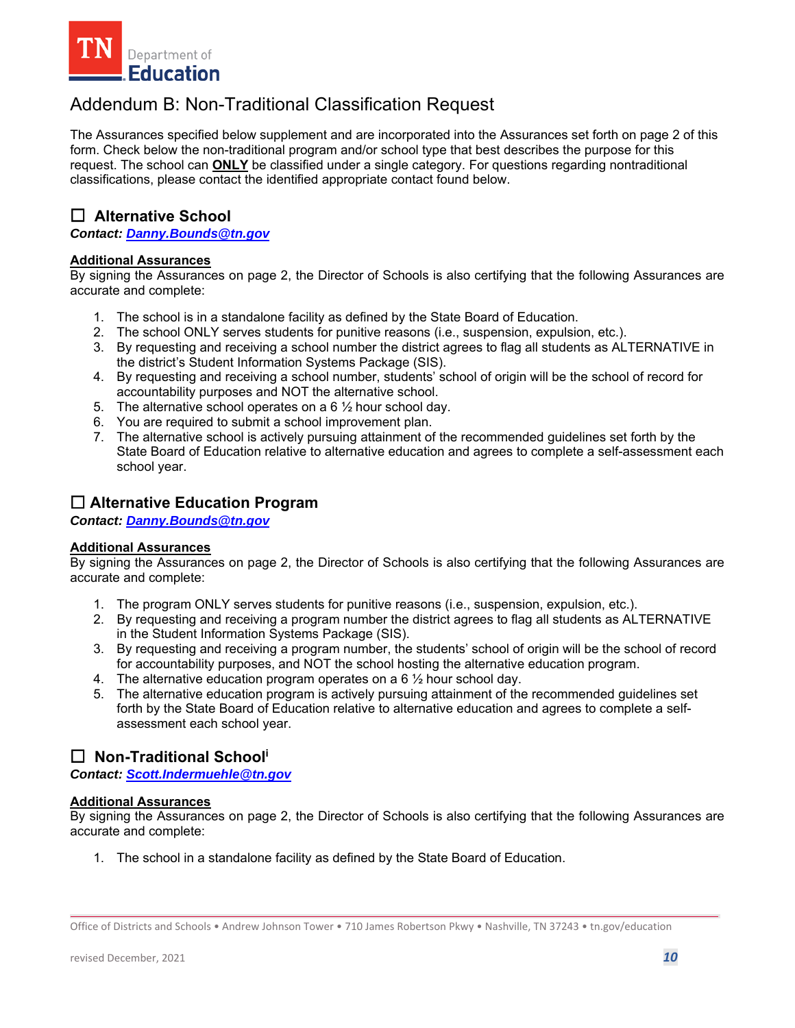# Addendum B: Non-Traditional Classification Request

The Assurances specified below supplement and are incorporated into the Assurances set forth on page 2 of this form. Check below the non-traditional program and/or school type that best describes the purpose for this request. The school can **ONLY** be classified under a single category. For questions regarding nontraditional classifications, please contact the identified appropriate contact found below.

## ☐ Alternative School

***Contact:*** ***Danny.Bounds@tn.gov***

**Additional Assurances**

By signing the Assurances on page 2, the Director of Schools is also certifying that the following Assurances are accurate and complete:

1. The school is in a standalone facility as defined by the State Board of Education.
2. The school ONLY serves students for punitive reasons (i.e., suspension, expulsion, etc.).
3. By requesting and receiving a school number the district agrees to flag all students as ALTERNATIVE in the district's Student Information Systems Package (SIS).
4. By requesting and receiving a school number, students' school of origin will be the school of record for accountability purposes and NOT the alternative school.
5. The alternative school operates on a 6 ½ hour school day.
6. You are required to submit a school improvement plan.
7. The alternative school is actively pursuing attainment of the recommended guidelines set forth by the State Board of Education relative to alternative education and agrees to complete a self-assessment each school year.

## ☐ Alternative Education Program

***Contact:*** ***Danny.Bounds@tn.gov***

**Additional Assurances**

By signing the Assurances on page 2, the Director of Schools is also certifying that the following Assurances are accurate and complete:

1. The program ONLY serves students for punitive reasons (i.e., suspension, expulsion, etc.).
2. By requesting and receiving a program number the district agrees to flag all students as ALTERNATIVE in the Student Information Systems Package (SIS).
3. By requesting and receiving a program number, the students' school of origin will be the school of record for accountability purposes, and NOT the school hosting the alternative education program.
4. The alternative education program operates on a 6 ½ hour school day.
5. The alternative education program is actively pursuing attainment of the recommended guidelines set forth by the State Board of Education relative to alternative education and agrees to complete a self-assessment each school year.

## ☐ Non-Traditional School[i]

***Contact:*** ***Scott.Indermuehle@tn.gov***

**Additional Assurances**

By signing the Assurances on page 2, the Director of Schools is also certifying that the following Assurances are accurate and complete:

1. The school in a standalone facility as defined by the State Board of Education.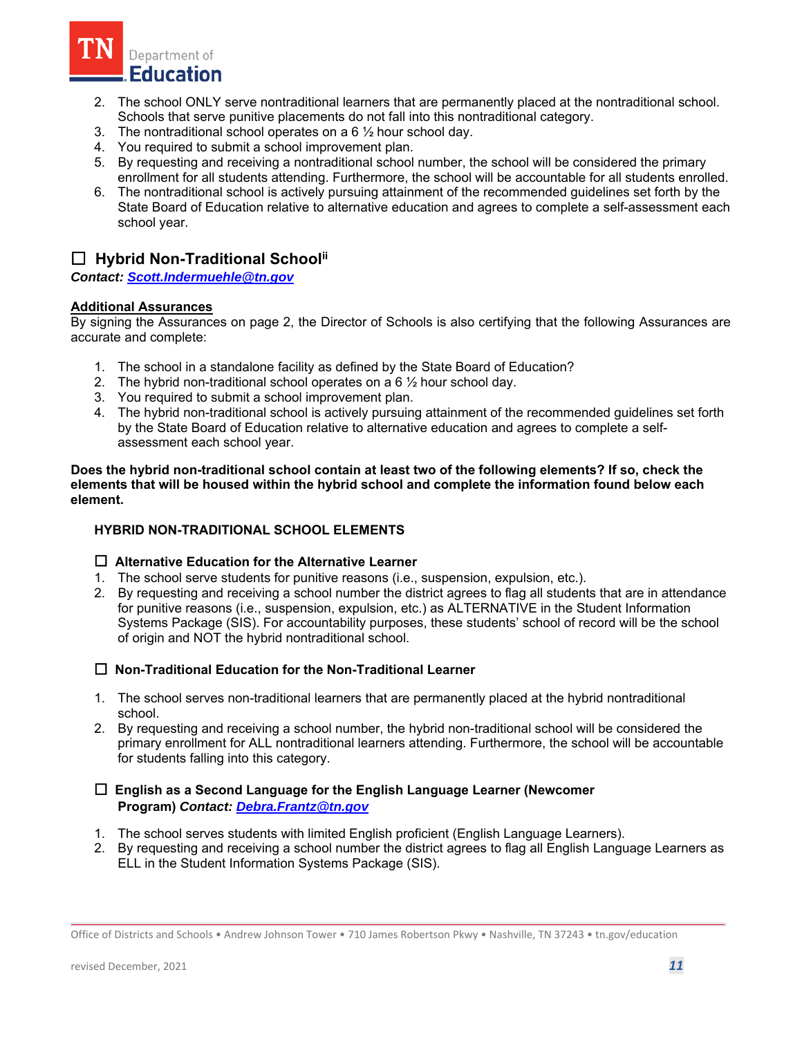2. The school ONLY serve nontraditional learners that are permanently placed at the nontraditional school. Schools that serve punitive placements do not fall into this nontraditional category.
3. The nontraditional school operates on a 6 ½ hour school day.
4. You required to submit a school improvement plan.
5. By requesting and receiving a nontraditional school number, the school will be considered the primary enrollment for all students attending. Furthermore, the school will be accountable for all students enrolled.
6. The nontraditional school is actively pursuing attainment of the recommended guidelines set forth by the State Board of Education relative to alternative education and agrees to complete a self-assessment each school year.

## ☐ Hybrid Non-Traditional School[ii]

***Contact:* *Scott.Indermuehle@tn.gov***

**Additional Assurances**

By signing the Assurances on page 2, the Director of Schools is also certifying that the following Assurances are accurate and complete:

1. The school in a standalone facility as defined by the State Board of Education?
2. The hybrid non-traditional school operates on a 6 ½ hour school day.
3. You required to submit a school improvement plan.
4. The hybrid non-traditional school is actively pursuing attainment of the recommended guidelines set forth by the State Board of Education relative to alternative education and agrees to complete a self-assessment each school year.

**Does the hybrid non-traditional school contain at least two of the following elements? If so, check the elements that will be housed within the hybrid school and complete the information found below each element.**

### HYBRID NON-TRADITIONAL SCHOOL ELEMENTS

**☐ Alternative Education for the Alternative Learner**

1. The school serve students for punitive reasons (i.e., suspension, expulsion, etc.).
2. By requesting and receiving a school number the district agrees to flag all students that are in attendance for punitive reasons (i.e., suspension, expulsion, etc.) as ALTERNATIVE in the Student Information Systems Package (SIS). For accountability purposes, these students' school of record will be the school of origin and NOT the hybrid nontraditional school.

**☐ Non-Traditional Education for the Non-Traditional Learner**

1. The school serves non-traditional learners that are permanently placed at the hybrid nontraditional school.
2. By requesting and receiving a school number, the hybrid non-traditional school will be considered the primary enrollment for ALL nontraditional learners attending. Furthermore, the school will be accountable for students falling into this category.

**☐ English as a Second Language for the English Language Learner (Newcomer Program) *Contact:* *Debra.Frantz@tn.gov***

1. The school serves students with limited English proficient (English Language Learners).
2. By requesting and receiving a school number the district agrees to flag all English Language Learners as ELL in the Student Information Systems Package (SIS).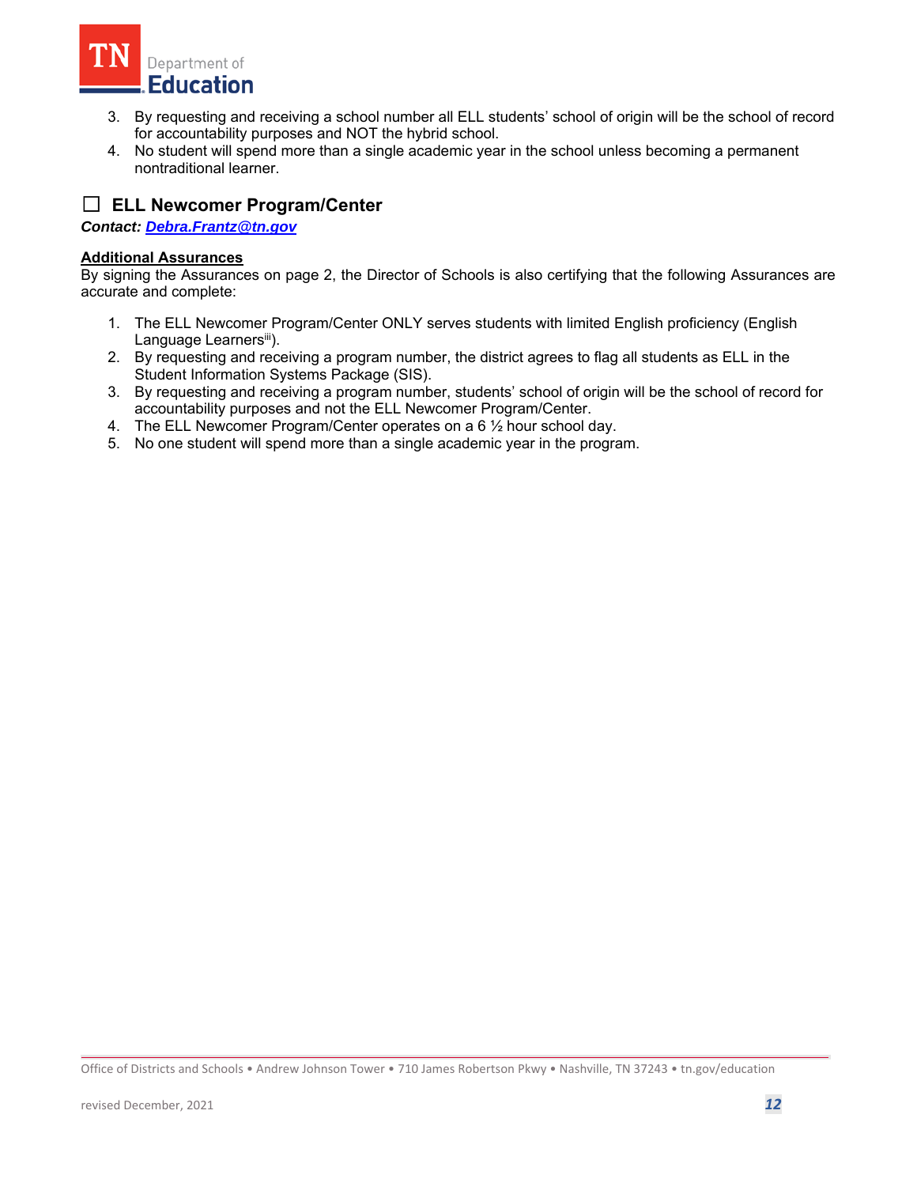3. By requesting and receiving a school number all ELL students' school of origin will be the school of record for accountability purposes and NOT the hybrid school.
4. No student will spend more than a single academic year in the school unless becoming a permanent nontraditional learner.

## ☐ ELL Newcomer Program/Center

***Contact: Debra.Frantz@tn.gov***

**Additional Assurances**

By signing the Assurances on page 2, the Director of Schools is also certifying that the following Assurances are accurate and complete:

1. The ELL Newcomer Program/Center ONLY serves students with limited English proficiency (English Language Learners[iii]).
2. By requesting and receiving a program number, the district agrees to flag all students as ELL in the Student Information Systems Package (SIS).
3. By requesting and receiving a program number, students' school of origin will be the school of record for accountability purposes and not the ELL Newcomer Program/Center.
4. The ELL Newcomer Program/Center operates on a 6 ½ hour school day.
5. No one student will spend more than a single academic year in the program.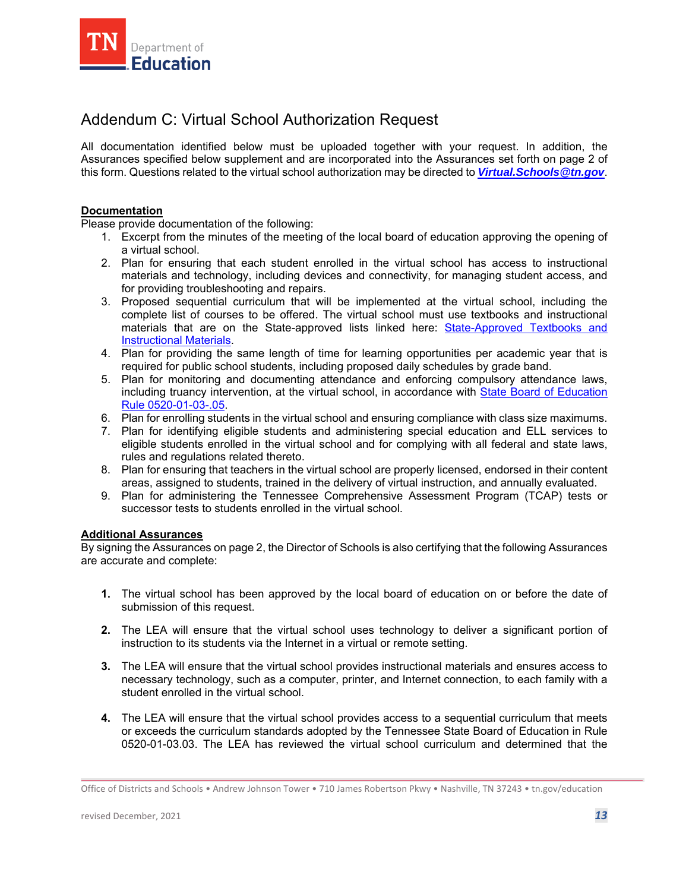# Addendum C: Virtual School Authorization Request

All documentation identified below must be uploaded together with your request. In addition, the Assurances specified below supplement and are incorporated into the Assurances set forth on page 2 of this form. Questions related to the virtual school authorization may be directed to ***Virtual.Schools@tn.gov***.

**Documentation**

Please provide documentation of the following:

1. Excerpt from the minutes of the meeting of the local board of education approving the opening of a virtual school.
2. Plan for ensuring that each student enrolled in the virtual school has access to instructional materials and technology, including devices and connectivity, for managing student access, and for providing troubleshooting and repairs.
3. Proposed sequential curriculum that will be implemented at the virtual school, including the complete list of courses to be offered. The virtual school must use textbooks and instructional materials that are on the State-approved lists linked here: State-Approved Textbooks and Instructional Materials.
4. Plan for providing the same length of time for learning opportunities per academic year that is required for public school students, including proposed daily schedules by grade band.
5. Plan for monitoring and documenting attendance and enforcing compulsory attendance laws, including truancy intervention, at the virtual school, in accordance with State Board of Education Rule 0520-01-03-.05.
6. Plan for enrolling students in the virtual school and ensuring compliance with class size maximums.
7. Plan for identifying eligible students and administering special education and ELL services to eligible students enrolled in the virtual school and for complying with all federal and state laws, rules and regulations related thereto.
8. Plan for ensuring that teachers in the virtual school are properly licensed, endorsed in their content areas, assigned to students, trained in the delivery of virtual instruction, and annually evaluated.
9. Plan for administering the Tennessee Comprehensive Assessment Program (TCAP) tests or successor tests to students enrolled in the virtual school.

**Additional Assurances**

By signing the Assurances on page 2, the Director of Schools is also certifying that the following Assurances are accurate and complete:

1. The virtual school has been approved by the local board of education on or before the date of submission of this request.
2. The LEA will ensure that the virtual school uses technology to deliver a significant portion of instruction to its students via the Internet in a virtual or remote setting.
3. The LEA will ensure that the virtual school provides instructional materials and ensures access to necessary technology, such as a computer, printer, and Internet connection, to each family with a student enrolled in the virtual school.
4. The LEA will ensure that the virtual school provides access to a sequential curriculum that meets or exceeds the curriculum standards adopted by the Tennessee State Board of Education in Rule 0520-01-03.03. The LEA has reviewed the virtual school curriculum and determined that the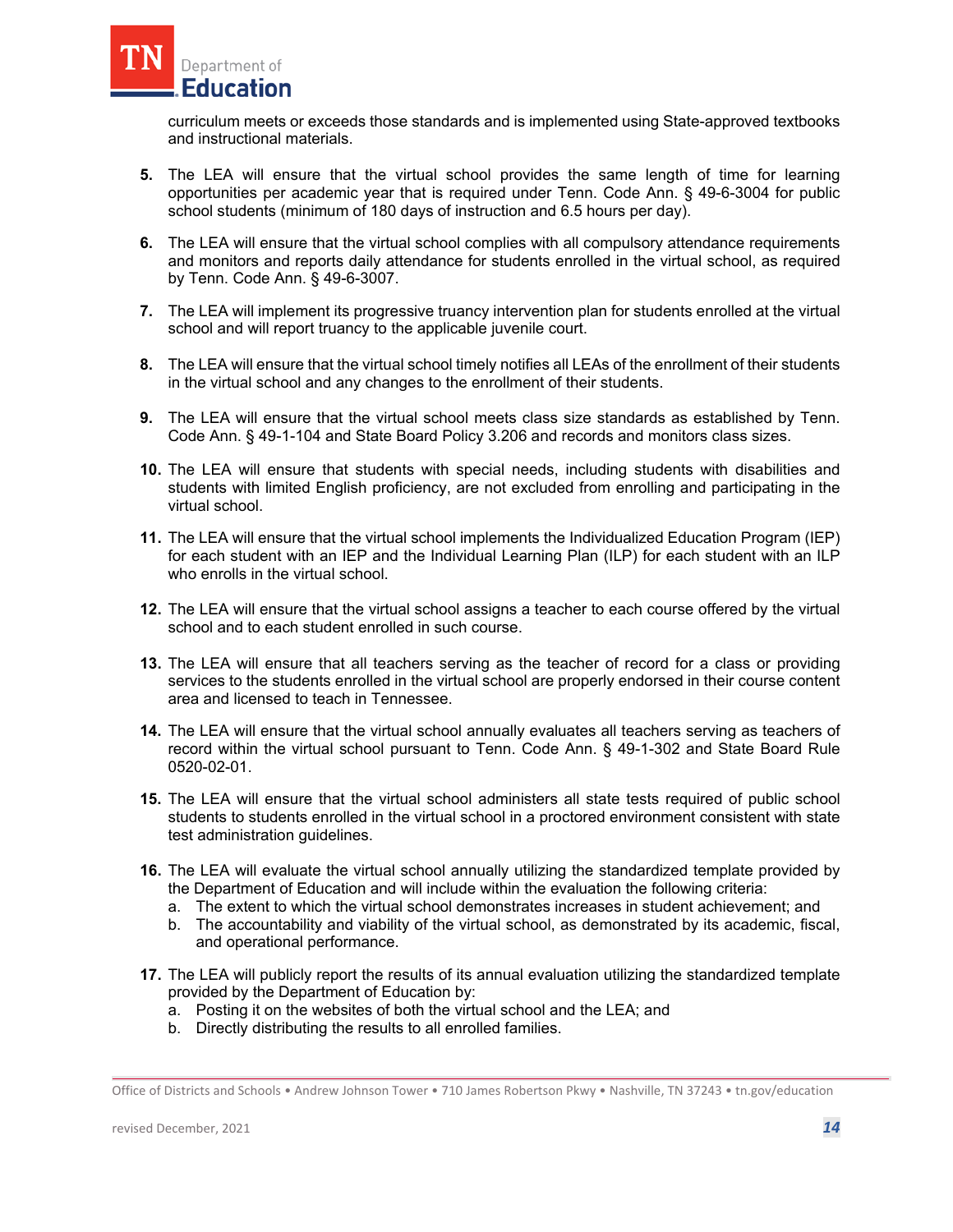curriculum meets or exceeds those standards and is implemented using State-approved textbooks and instructional materials.

5. The LEA will ensure that the virtual school provides the same length of time for learning opportunities per academic year that is required under Tenn. Code Ann. § 49-6-3004 for public school students (minimum of 180 days of instruction and 6.5 hours per day).

6. The LEA will ensure that the virtual school complies with all compulsory attendance requirements and monitors and reports daily attendance for students enrolled in the virtual school, as required by Tenn. Code Ann. § 49-6-3007.

7. The LEA will implement its progressive truancy intervention plan for students enrolled at the virtual school and will report truancy to the applicable juvenile court.

8. The LEA will ensure that the virtual school timely notifies all LEAs of the enrollment of their students in the virtual school and any changes to the enrollment of their students.

9. The LEA will ensure that the virtual school meets class size standards as established by Tenn. Code Ann. § 49-1-104 and State Board Policy 3.206 and records and monitors class sizes.

10. The LEA will ensure that students with special needs, including students with disabilities and students with limited English proficiency, are not excluded from enrolling and participating in the virtual school.

11. The LEA will ensure that the virtual school implements the Individualized Education Program (IEP) for each student with an IEP and the Individual Learning Plan (ILP) for each student with an ILP who enrolls in the virtual school.

12. The LEA will ensure that the virtual school assigns a teacher to each course offered by the virtual school and to each student enrolled in such course.

13. The LEA will ensure that all teachers serving as the teacher of record for a class or providing services to the students enrolled in the virtual school are properly endorsed in their course content area and licensed to teach in Tennessee.

14. The LEA will ensure that the virtual school annually evaluates all teachers serving as teachers of record within the virtual school pursuant to Tenn. Code Ann. § 49-1-302 and State Board Rule 0520-02-01.

15. The LEA will ensure that the virtual school administers all state tests required of public school students to students enrolled in the virtual school in a proctored environment consistent with state test administration guidelines.

16. The LEA will evaluate the virtual school annually utilizing the standardized template provided by the Department of Education and will include within the evaluation the following criteria:
    a. The extent to which the virtual school demonstrates increases in student achievement; and
    b. The accountability and viability of the virtual school, as demonstrated by its academic, fiscal, and operational performance.

17. The LEA will publicly report the results of its annual evaluation utilizing the standardized template provided by the Department of Education by:
    a. Posting it on the websites of both the virtual school and the LEA; and
    b. Directly distributing the results to all enrolled families.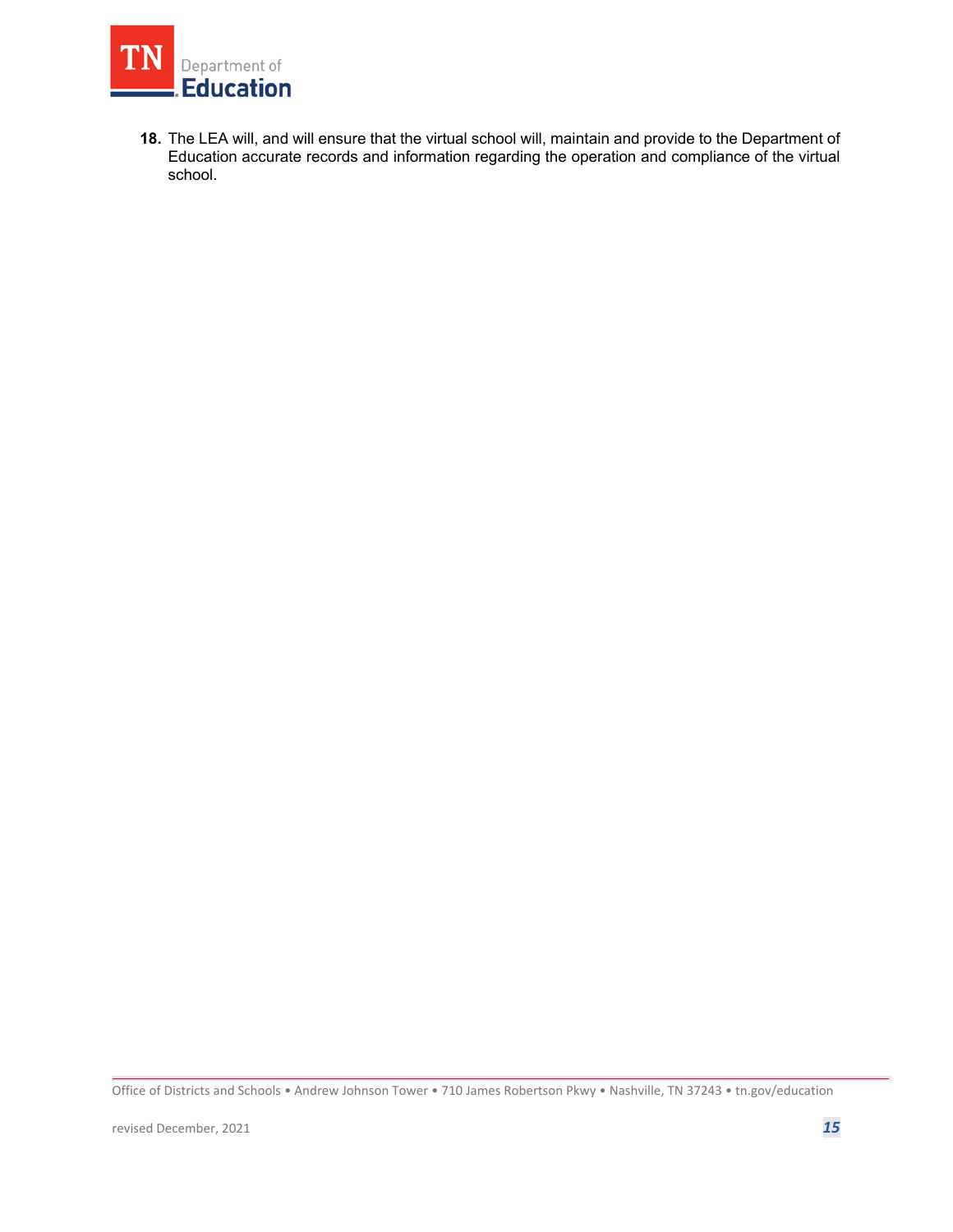18. The LEA will, and will ensure that the virtual school will, maintain and provide to the Department of Education accurate records and information regarding the operation and compliance of the virtual school.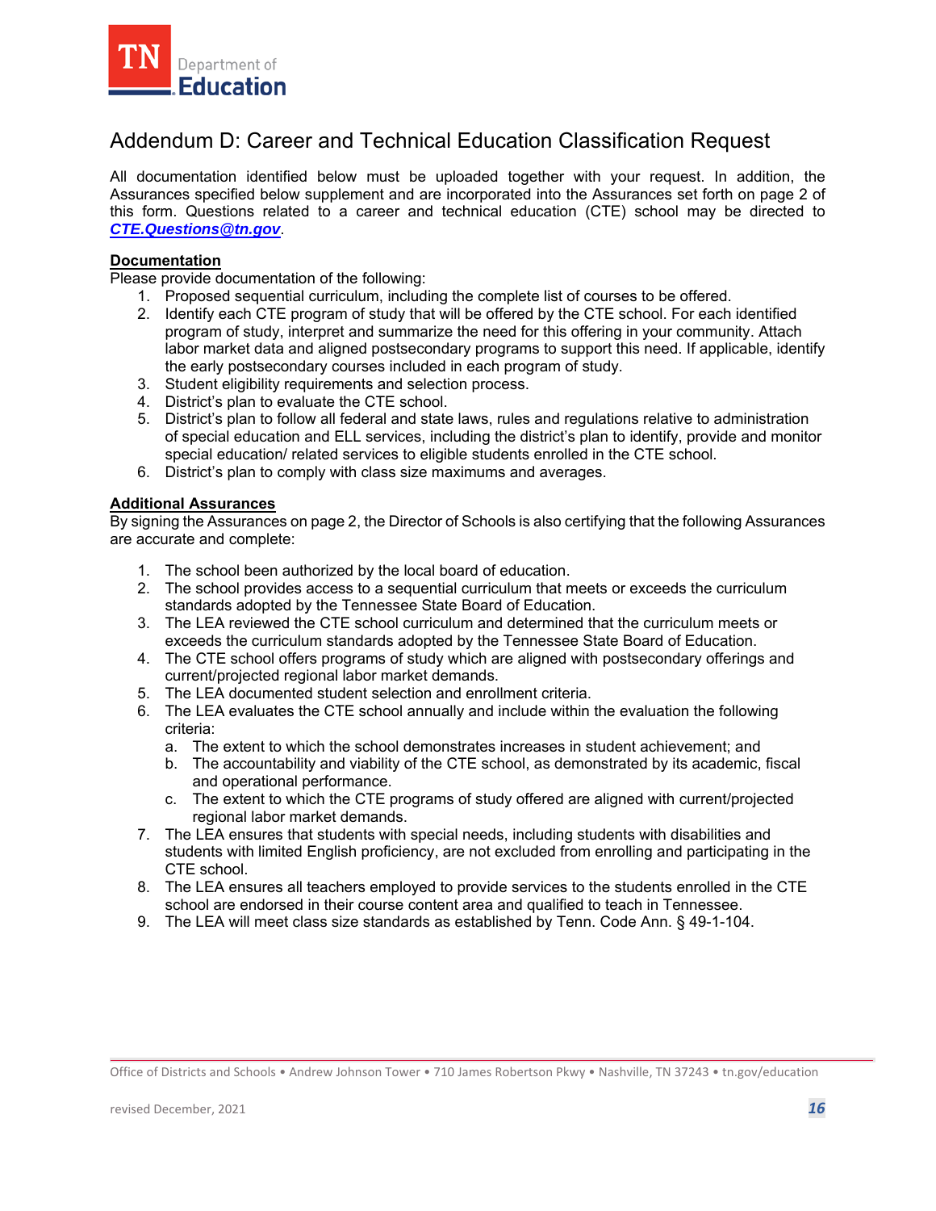# Addendum D: Career and Technical Education Classification Request

All documentation identified below must be uploaded together with your request. In addition, the Assurances specified below supplement and are incorporated into the Assurances set forth on page 2 of this form. Questions related to a career and technical education (CTE) school may be directed to ***CTE.Questions@tn.gov***.

**Documentation**

Please provide documentation of the following:

1. Proposed sequential curriculum, including the complete list of courses to be offered.
2. Identify each CTE program of study that will be offered by the CTE school. For each identified program of study, interpret and summarize the need for this offering in your community. Attach labor market data and aligned postsecondary programs to support this need. If applicable, identify the early postsecondary courses included in each program of study.
3. Student eligibility requirements and selection process.
4. District's plan to evaluate the CTE school.
5. District's plan to follow all federal and state laws, rules and regulations relative to administration of special education and ELL services, including the district's plan to identify, provide and monitor special education/ related services to eligible students enrolled in the CTE school.
6. District's plan to comply with class size maximums and averages.

**Additional Assurances**

By signing the Assurances on page 2, the Director of Schools is also certifying that the following Assurances are accurate and complete:

1. The school been authorized by the local board of education.
2. The school provides access to a sequential curriculum that meets or exceeds the curriculum standards adopted by the Tennessee State Board of Education.
3. The LEA reviewed the CTE school curriculum and determined that the curriculum meets or exceeds the curriculum standards adopted by the Tennessee State Board of Education.
4. The CTE school offers programs of study which are aligned with postsecondary offerings and current/projected regional labor market demands.
5. The LEA documented student selection and enrollment criteria.
6. The LEA evaluates the CTE school annually and include within the evaluation the following criteria:
   a. The extent to which the school demonstrates increases in student achievement; and
   b. The accountability and viability of the CTE school, as demonstrated by its academic, fiscal and operational performance.
   c. The extent to which the CTE programs of study offered are aligned with current/projected regional labor market demands.
7. The LEA ensures that students with special needs, including students with disabilities and students with limited English proficiency, are not excluded from enrolling and participating in the CTE school.
8. The LEA ensures all teachers employed to provide services to the students enrolled in the CTE school are endorsed in their course content area and qualified to teach in Tennessee.
9. The LEA will meet class size standards as established by Tenn. Code Ann. § 49-1-104.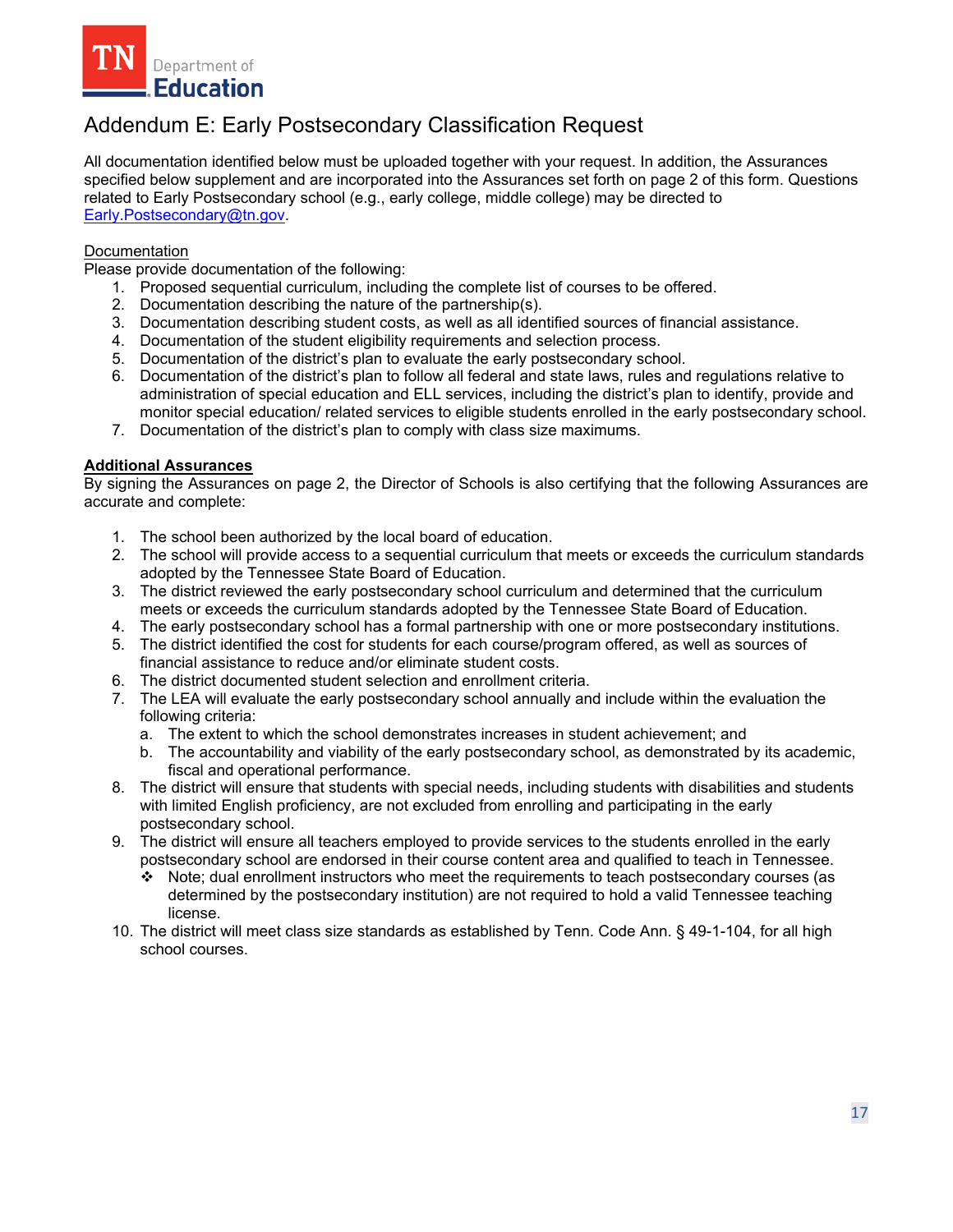# Addendum E: Early Postsecondary Classification Request

All documentation identified below must be uploaded together with your request. In addition, the Assurances specified below supplement and are incorporated into the Assurances set forth on page 2 of this form. Questions related to Early Postsecondary school (e.g., early college, middle college) may be directed to Early.Postsecondary@tn.gov.

Documentation

Please provide documentation of the following:

1. Proposed sequential curriculum, including the complete list of courses to be offered.
2. Documentation describing the nature of the partnership(s).
3. Documentation describing student costs, as well as all identified sources of financial assistance.
4. Documentation of the student eligibility requirements and selection process.
5. Documentation of the district's plan to evaluate the early postsecondary school.
6. Documentation of the district's plan to follow all federal and state laws, rules and regulations relative to administration of special education and ELL services, including the district's plan to identify, provide and monitor special education/ related services to eligible students enrolled in the early postsecondary school.
7. Documentation of the district's plan to comply with class size maximums.

**Additional Assurances**

By signing the Assurances on page 2, the Director of Schools is also certifying that the following Assurances are accurate and complete:

1. The school been authorized by the local board of education.
2. The school will provide access to a sequential curriculum that meets or exceeds the curriculum standards adopted by the Tennessee State Board of Education.
3. The district reviewed the early postsecondary school curriculum and determined that the curriculum meets or exceeds the curriculum standards adopted by the Tennessee State Board of Education.
4. The early postsecondary school has a formal partnership with one or more postsecondary institutions.
5. The district identified the cost for students for each course/program offered, as well as sources of financial assistance to reduce and/or eliminate student costs.
6. The district documented student selection and enrollment criteria.
7. The LEA will evaluate the early postsecondary school annually and include within the evaluation the following criteria:
   a. The extent to which the school demonstrates increases in student achievement; and
   b. The accountability and viability of the early postsecondary school, as demonstrated by its academic, fiscal and operational performance.
8. The district will ensure that students with special needs, including students with disabilities and students with limited English proficiency, are not excluded from enrolling and participating in the early postsecondary school.
9. The district will ensure all teachers employed to provide services to the students enrolled in the early postsecondary school are endorsed in their course content area and qualified to teach in Tennessee.
   - Note; dual enrollment instructors who meet the requirements to teach postsecondary courses (as determined by the postsecondary institution) are not required to hold a valid Tennessee teaching license.
10. The district will meet class size standards as established by Tenn. Code Ann. § 49-1-104, for all high school courses.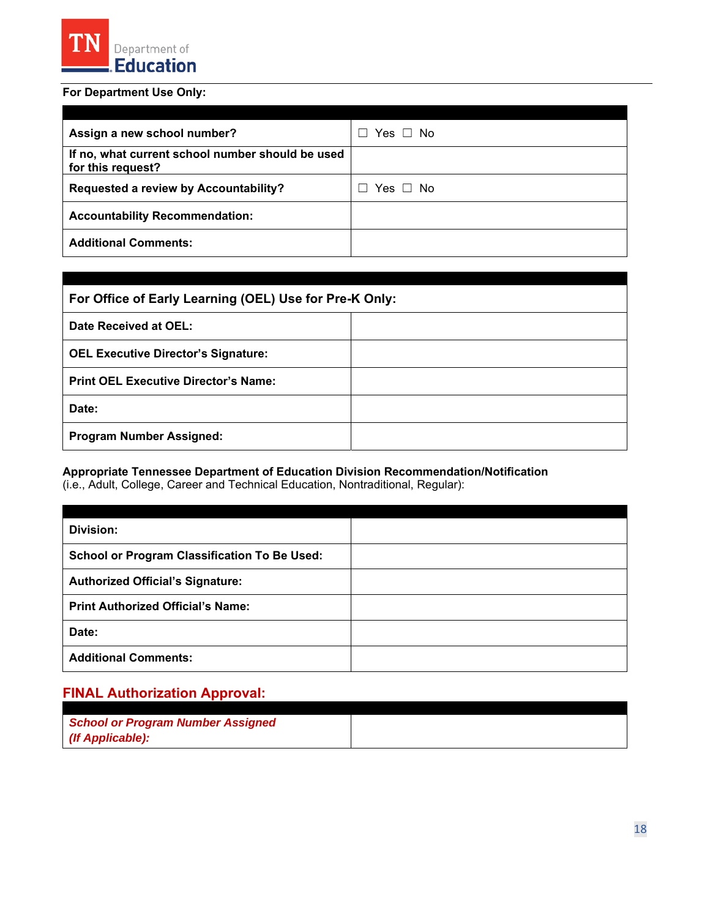**For Department Use Only:**

| | |
|---|---|
| **Assign a new school number?** | ☐ Yes ☐ No |
| **If no, what current school number should be used for this request?** | |
| **Requested a review by Accountability?** | ☐ Yes ☐ No |
| **Accountability Recommendation:** | |
| **Additional Comments:** | |

| | |
|---|---|
| **For Office of Early Learning (OEL) Use for Pre-K Only:** | |
| **Date Received at OEL:** | |
| **OEL Executive Director's Signature:** | |
| **Print OEL Executive Director's Name:** | |
| **Date:** | |
| **Program Number Assigned:** | |

**Appropriate Tennessee Department of Education Division Recommendation/Notification**
(i.e., Adult, College, Career and Technical Education, Nontraditional, Regular):

| | |
|---|---|
| **Division:** | |
| **School or Program Classification To Be Used:** | |
| **Authorized Official's Signature:** | |
| **Print Authorized Official's Name:** | |
| **Date:** | |
| **Additional Comments:** | |

## FINAL Authorization Approval:

| | |
|---|---|
| ***School or Program Number Assigned (If Applicable):*** | |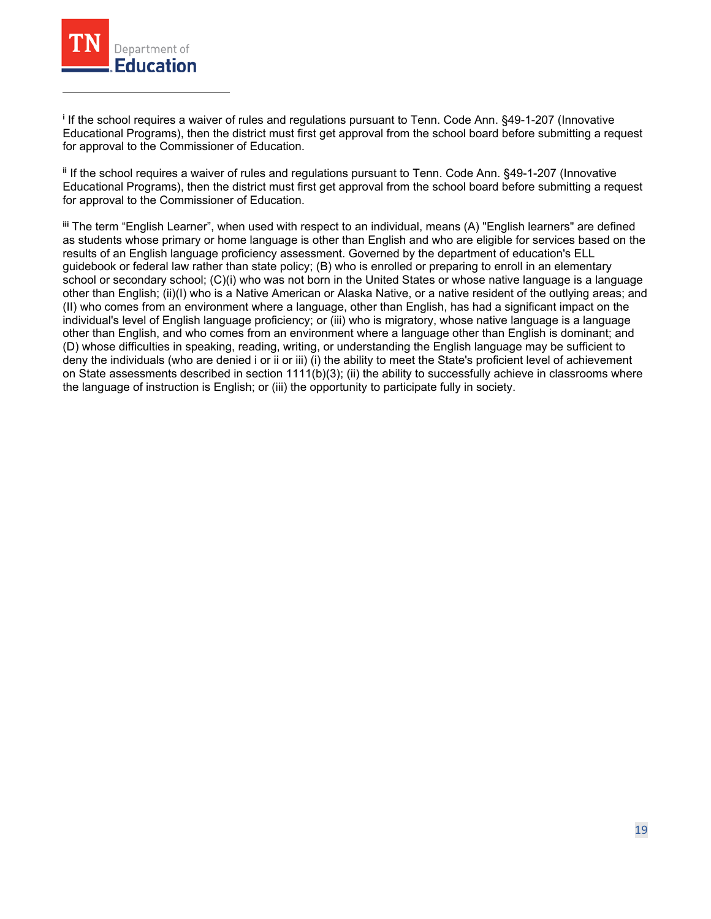[i] If the school requires a waiver of rules and regulations pursuant to Tenn. Code Ann. §49-1-207 (Innovative Educational Programs), then the district must first get approval from the school board before submitting a request for approval to the Commissioner of Education.

[ii] If the school requires a waiver of rules and regulations pursuant to Tenn. Code Ann. §49-1-207 (Innovative Educational Programs), then the district must first get approval from the school board before submitting a request for approval to the Commissioner of Education.

[iii] The term "English Learner", when used with respect to an individual, means (A) "English learners" are defined as students whose primary or home language is other than English and who are eligible for services based on the results of an English language proficiency assessment. Governed by the department of education's ELL guidebook or federal law rather than state policy; (B) who is enrolled or preparing to enroll in an elementary school or secondary school; (C)(i) who was not born in the United States or whose native language is a language other than English; (ii)(I) who is a Native American or Alaska Native, or a native resident of the outlying areas; and (II) who comes from an environment where a language, other than English, has had a significant impact on the individual's level of English language proficiency; or (iii) who is migratory, whose native language is a language other than English, and who comes from an environment where a language other than English is dominant; and (D) whose difficulties in speaking, reading, writing, or understanding the English language may be sufficient to deny the individuals (who are denied i or ii or iii) (i) the ability to meet the State's proficient level of achievement on State assessments described in section 1111(b)(3); (ii) the ability to successfully achieve in classrooms where the language of instruction is English; or (iii) the opportunity to participate fully in society.